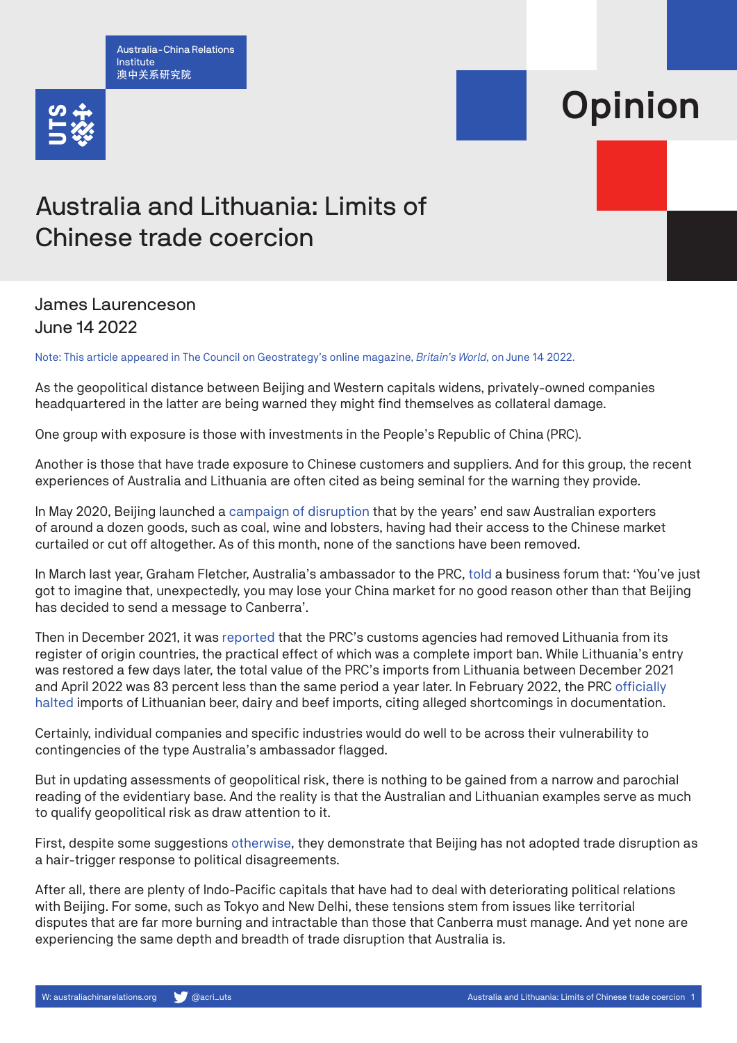Australia-China Relations Institute
澳中关系研究院

# Opinion

# Australia and Lithuania: Limits of Chinese trade coercion

James Laurenceson
June 14 2022

Note: This article appeared in The Council on Geostrategy's online magazine, *Britain's World*, on June 14 2022.

As the geopolitical distance between Beijing and Western capitals widens, privately-owned companies headquartered in the latter are being warned they might find themselves as collateral damage.

One group with exposure is those with investments in the People's Republic of China (PRC).

Another is those that have trade exposure to Chinese customers and suppliers. And for this group, the recent experiences of Australia and Lithuania are often cited as being seminal for the warning they provide.

In May 2020, Beijing launched a campaign of disruption that by the years' end saw Australian exporters of around a dozen goods, such as coal, wine and lobsters, having had their access to the Chinese market curtailed or cut off altogether. As of this month, none of the sanctions have been removed.

In March last year, Graham Fletcher, Australia's ambassador to the PRC, told a business forum that: 'You've just got to imagine that, unexpectedly, you may lose your China market for no good reason other than that Beijing has decided to send a message to Canberra'.

Then in December 2021, it was reported that the PRC's customs agencies had removed Lithuania from its register of origin countries, the practical effect of which was a complete import ban. While Lithuania's entry was restored a few days later, the total value of the PRC's imports from Lithuania between December 2021 and April 2022 was 83 percent less than the same period a year later. In February 2022, the PRC officially halted imports of Lithuanian beer, dairy and beef imports, citing alleged shortcomings in documentation.

Certainly, individual companies and specific industries would do well to be across their vulnerability to contingencies of the type Australia's ambassador flagged.

But in updating assessments of geopolitical risk, there is nothing to be gained from a narrow and parochial reading of the evidentiary base. And the reality is that the Australian and Lithuanian examples serve as much to qualify geopolitical risk as draw attention to it.

First, despite some suggestions otherwise, they demonstrate that Beijing has not adopted trade disruption as a hair-trigger response to political disagreements.

After all, there are plenty of Indo-Pacific capitals that have had to deal with deteriorating political relations with Beijing. For some, such as Tokyo and New Delhi, these tensions stem from issues like territorial disputes that are far more burning and intractable than those that Canberra must manage. And yet none are experiencing the same depth and breadth of trade disruption that Australia is.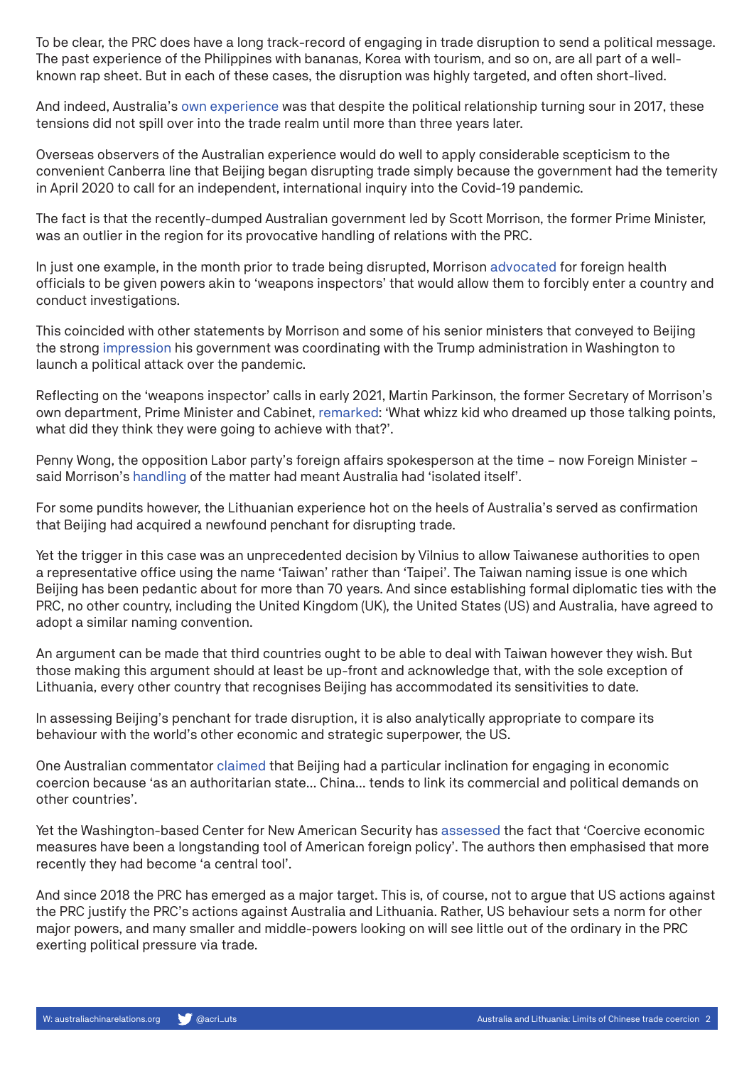To be clear, the PRC does have a long track-record of engaging in trade disruption to send a political message. The past experience of the Philippines with bananas, Korea with tourism, and so on, are all part of a well-known rap sheet. But in each of these cases, the disruption was highly targeted, and often short-lived.

And indeed, Australia's own experience was that despite the political relationship turning sour in 2017, these tensions did not spill over into the trade realm until more than three years later.

Overseas observers of the Australian experience would do well to apply considerable scepticism to the convenient Canberra line that Beijing began disrupting trade simply because the government had the temerity in April 2020 to call for an independent, international inquiry into the Covid-19 pandemic.

The fact is that the recently-dumped Australian government led by Scott Morrison, the former Prime Minister, was an outlier in the region for its provocative handling of relations with the PRC.

In just one example, in the month prior to trade being disrupted, Morrison advocated for foreign health officials to be given powers akin to 'weapons inspectors' that would allow them to forcibly enter a country and conduct investigations.

This coincided with other statements by Morrison and some of his senior ministers that conveyed to Beijing the strong impression his government was coordinating with the Trump administration in Washington to launch a political attack over the pandemic.

Reflecting on the 'weapons inspector' calls in early 2021, Martin Parkinson, the former Secretary of Morrison's own department, Prime Minister and Cabinet, remarked: 'What whizz kid who dreamed up those talking points, what did they think they were going to achieve with that?'.

Penny Wong, the opposition Labor party's foreign affairs spokesperson at the time – now Foreign Minister – said Morrison's handling of the matter had meant Australia had 'isolated itself'.

For some pundits however, the Lithuanian experience hot on the heels of Australia's served as confirmation that Beijing had acquired a newfound penchant for disrupting trade.

Yet the trigger in this case was an unprecedented decision by Vilnius to allow Taiwanese authorities to open a representative office using the name 'Taiwan' rather than 'Taipei'. The Taiwan naming issue is one which Beijing has been pedantic about for more than 70 years. And since establishing formal diplomatic ties with the PRC, no other country, including the United Kingdom (UK), the United States (US) and Australia, have agreed to adopt a similar naming convention.

An argument can be made that third countries ought to be able to deal with Taiwan however they wish. But those making this argument should at least be up-front and acknowledge that, with the sole exception of Lithuania, every other country that recognises Beijing has accommodated its sensitivities to date.

In assessing Beijing's penchant for trade disruption, it is also analytically appropriate to compare its behaviour with the world's other economic and strategic superpower, the US.

One Australian commentator claimed that Beijing had a particular inclination for engaging in economic coercion because 'as an authoritarian state… China… tends to link its commercial and political demands on other countries'.

Yet the Washington-based Center for New American Security has assessed the fact that 'Coercive economic measures have been a longstanding tool of American foreign policy'. The authors then emphasised that more recently they had become 'a central tool'.

And since 2018 the PRC has emerged as a major target. This is, of course, not to argue that US actions against the PRC justify the PRC's actions against Australia and Lithuania. Rather, US behaviour sets a norm for other major powers, and many smaller and middle-powers looking on will see little out of the ordinary in the PRC exerting political pressure via trade.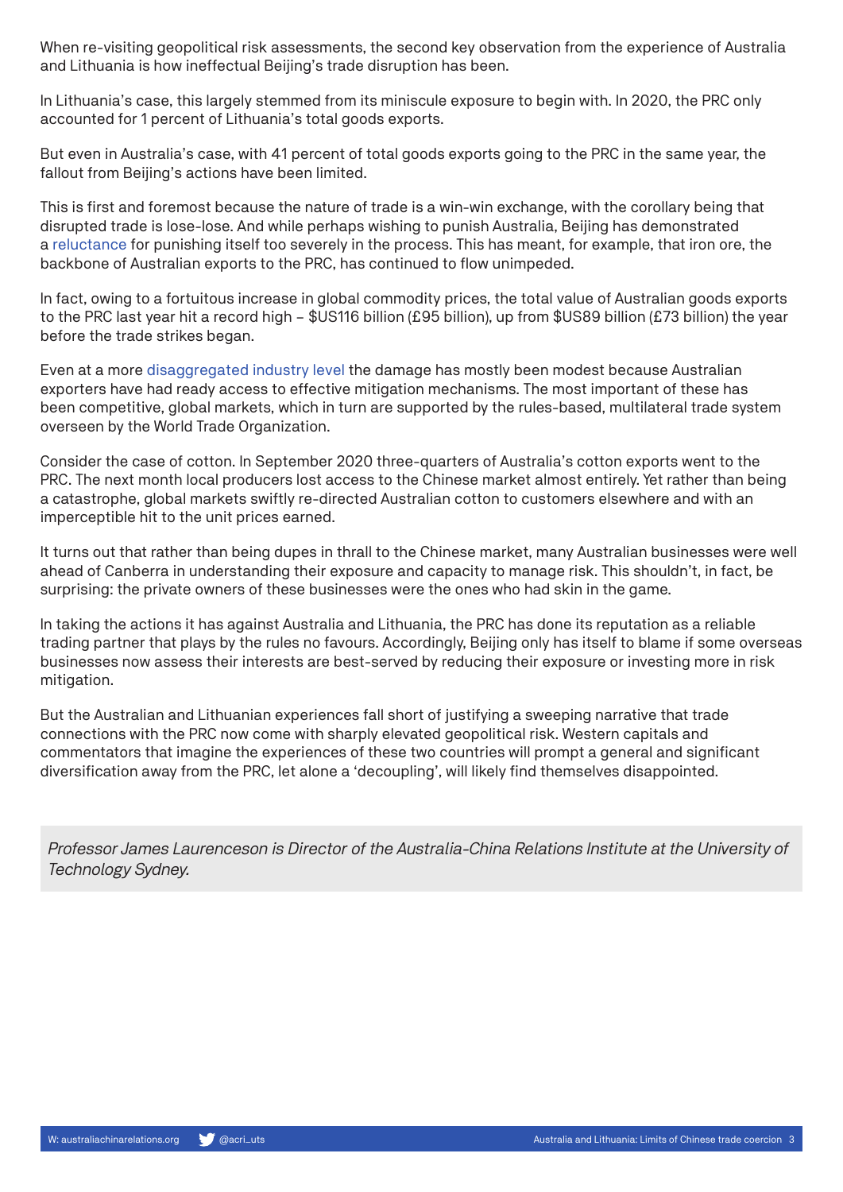When re-visiting geopolitical risk assessments, the second key observation from the experience of Australia and Lithuania is how ineffectual Beijing's trade disruption has been.

In Lithuania's case, this largely stemmed from its miniscule exposure to begin with. In 2020, the PRC only accounted for 1 percent of Lithuania's total goods exports.

But even in Australia's case, with 41 percent of total goods exports going to the PRC in the same year, the fallout from Beijing's actions have been limited.

This is first and foremost because the nature of trade is a win-win exchange, with the corollary being that disrupted trade is lose-lose. And while perhaps wishing to punish Australia, Beijing has demonstrated a reluctance for punishing itself too severely in the process. This has meant, for example, that iron ore, the backbone of Australian exports to the PRC, has continued to flow unimpeded.

In fact, owing to a fortuitous increase in global commodity prices, the total value of Australian goods exports to the PRC last year hit a record high – $US116 billion (£95 billion), up from $US89 billion (£73 billion) the year before the trade strikes began.

Even at a more disaggregated industry level the damage has mostly been modest because Australian exporters have had ready access to effective mitigation mechanisms. The most important of these has been competitive, global markets, which in turn are supported by the rules-based, multilateral trade system overseen by the World Trade Organization.

Consider the case of cotton. In September 2020 three-quarters of Australia's cotton exports went to the PRC. The next month local producers lost access to the Chinese market almost entirely. Yet rather than being a catastrophe, global markets swiftly re-directed Australian cotton to customers elsewhere and with an imperceptible hit to the unit prices earned.

It turns out that rather than being dupes in thrall to the Chinese market, many Australian businesses were well ahead of Canberra in understanding their exposure and capacity to manage risk. This shouldn't, in fact, be surprising: the private owners of these businesses were the ones who had skin in the game.

In taking the actions it has against Australia and Lithuania, the PRC has done its reputation as a reliable trading partner that plays by the rules no favours. Accordingly, Beijing only has itself to blame if some overseas businesses now assess their interests are best-served by reducing their exposure or investing more in risk mitigation.

But the Australian and Lithuanian experiences fall short of justifying a sweeping narrative that trade connections with the PRC now come with sharply elevated geopolitical risk. Western capitals and commentators that imagine the experiences of these two countries will prompt a general and significant diversification away from the PRC, let alone a 'decoupling', will likely find themselves disappointed.

*Professor James Laurenceson is Director of the Australia-China Relations Institute at the University of Technology Sydney.*